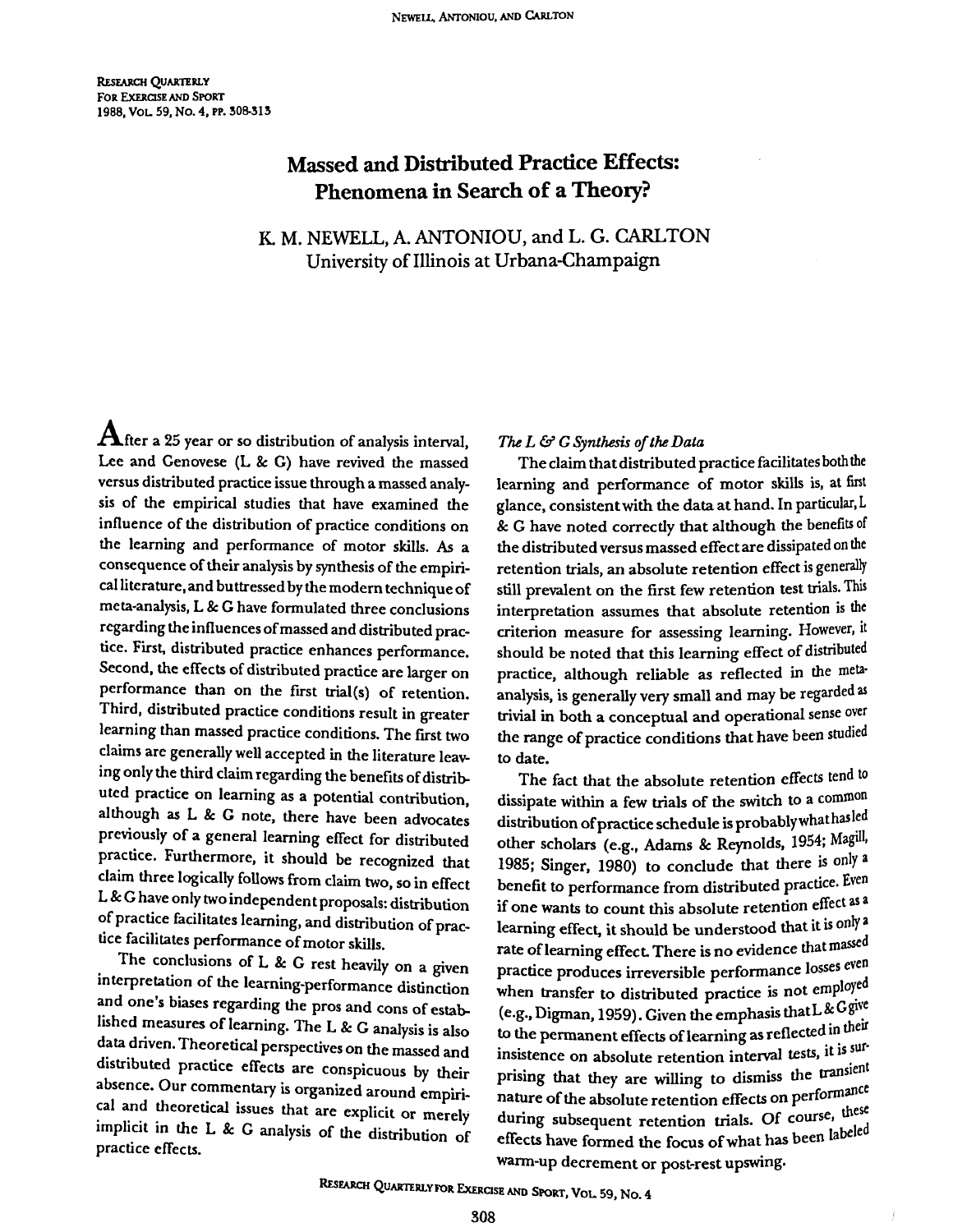# Massed and Distributed Practice Effects: Phenomena in Search of a Theory?

K. M. NEWELL, A. ANTONIOU, and L. G. CARLTON
University of Illinois at Urbana-Champaign

After a 25 year or so distribution of analysis interval, Lee and Genovese (L & G) have revived the massed versus distributed practice issue through a massed analysis of the empirical studies that have examined the influence of the distribution of practice conditions on the learning and performance of motor skills. As a consequence of their analysis by synthesis of the empirical literature, and buttressed by the modern technique of meta-analysis, L & G have formulated three conclusions regarding the influences of massed and distributed practice. First, distributed practice enhances performance. Second, the effects of distributed practice are larger on performance than on the first trial(s) of retention. Third, distributed practice conditions result in greater learning than massed practice conditions. The first two claims are generally well accepted in the literature leaving only the third claim regarding the benefits of distributed practice on learning as a potential contribution, although as L & G note, there have been advocates previously of a general learning effect for distributed practice. Furthermore, it should be recognized that claim three logically follows from claim two, so in effect L & G have only two independent proposals: distribution of practice facilitates learning, and distribution of practice facilitates performance of motor skills.

The conclusions of L & G rest heavily on a given interpretation of the learning-performance distinction and one's biases regarding the pros and cons of established measures of learning. The L & G analysis is also data driven. Theoretical perspectives on the massed and distributed practice effects are conspicuous by their absence. Our commentary is organized around empirical and theoretical issues that are explicit or merely implicit in the L & G analysis of the distribution of practice effects.

### *The L & G Synthesis of the Data*

The claim that distributed practice facilitates both the learning and performance of motor skills is, at first glance, consistent with the data at hand. In particular, L & G have noted correctly that although the benefits of the distributed versus massed effect are dissipated on the retention trials, an absolute retention effect is generally still prevalent on the first few retention test trials. This interpretation assumes that absolute retention is the criterion measure for assessing learning. However, it should be noted that this learning effect of distributed practice, although reliable as reflected in the meta-analysis, is generally very small and may be regarded as trivial in both a conceptual and operational sense over the range of practice conditions that have been studied to date.

The fact that the absolute retention effects tend to dissipate within a few trials of the switch to a common distribution of practice schedule is probably what has led other scholars (e.g., Adams & Reynolds, 1954; Magill, 1985; Singer, 1980) to conclude that there is only a benefit to performance from distributed practice. Even if one wants to count this absolute retention effect as a learning effect, it should be understood that it is only a rate of learning effect. There is no evidence that massed practice produces irreversible performance losses even when transfer to distributed practice is not employed (e.g., Digman, 1959). Given the emphasis that L & G give to the permanent effects of learning as reflected in their insistence on absolute retention interval tests, it is surprising that they are willing to dismiss the transient nature of the absolute retention effects on performance during subsequent retention trials. Of course, these effects have formed the focus of what has been labeled warm-up decrement or post-rest upswing.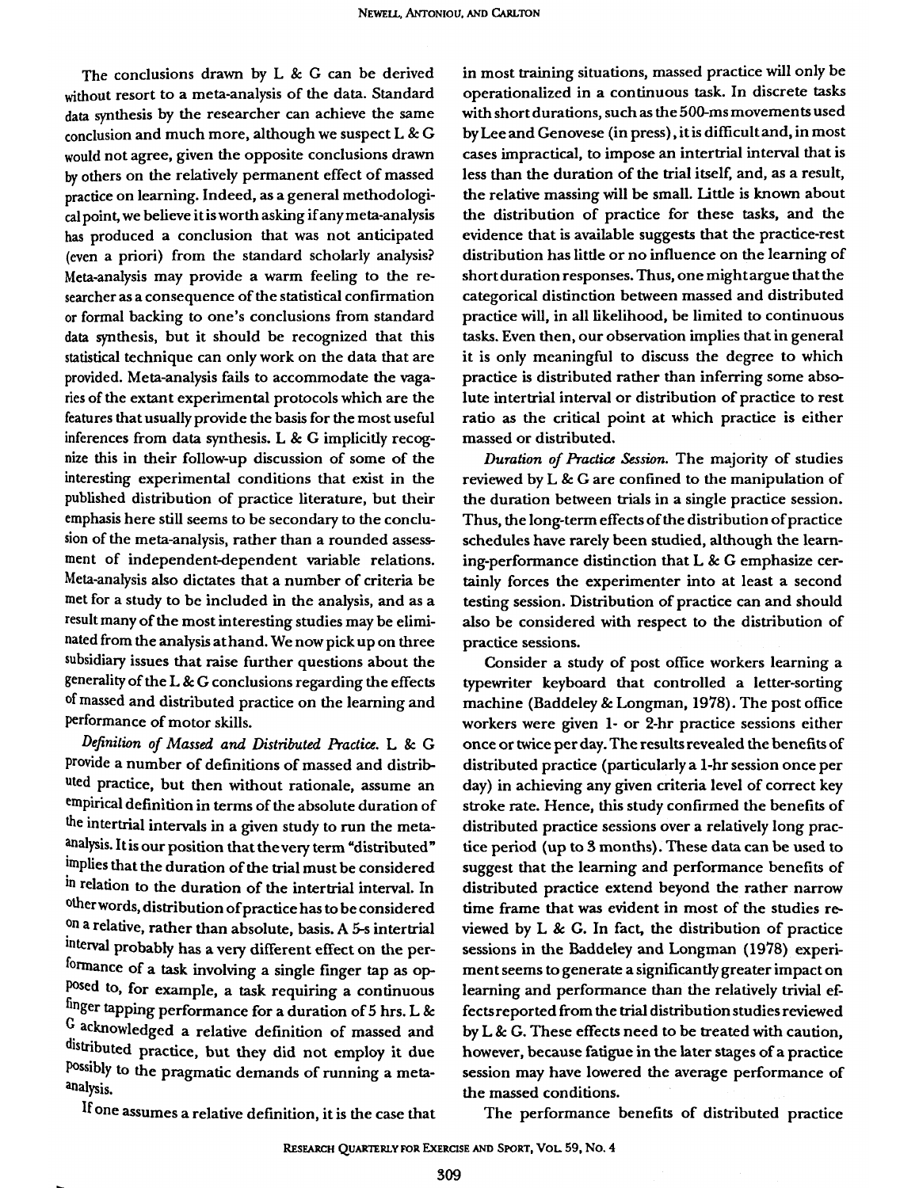The conclusions drawn by L & G can be derived without resort to a meta-analysis of the data. Standard data synthesis by the researcher can achieve the same conclusion and much more, although we suspect L & G would not agree, given the opposite conclusions drawn by others on the relatively permanent effect of massed practice on learning. Indeed, as a general methodological point, we believe it is worth asking if any meta-analysis has produced a conclusion that was not anticipated (even a priori) from the standard scholarly analysis? Meta-analysis may provide a warm feeling to the researcher as a consequence of the statistical confirmation or formal backing to one's conclusions from standard data synthesis, but it should be recognized that this statistical technique can only work on the data that are provided. Meta-analysis fails to accommodate the vagaries of the extant experimental protocols which are the features that usually provide the basis for the most useful inferences from data synthesis. L & G implicitly recognize this in their follow-up discussion of some of the interesting experimental conditions that exist in the published distribution of practice literature, but their emphasis here still seems to be secondary to the conclusion of the meta-analysis, rather than a rounded assessment of independent-dependent variable relations. Meta-analysis also dictates that a number of criteria be met for a study to be included in the analysis, and as a result many of the most interesting studies may be eliminated from the analysis at hand. We now pick up on three subsidiary issues that raise further questions about the generality of the L & G conclusions regarding the effects of massed and distributed practice on the learning and performance of motor skills.

*Definition of Massed and Distributed Practice.* L & G provide a number of definitions of massed and distributed practice, but then without rationale, assume an empirical definition in terms of the absolute duration of the intertrial intervals in a given study to run the meta-analysis. It is our position that the very term "distributed" implies that the duration of the trial must be considered in relation to the duration of the intertrial interval. In other words, distribution of practice has to be considered on a relative, rather than absolute, basis. A 5-s intertrial interval probably has a very different effect on the performance of a task involving a single finger tap as opposed to, for example, a task requiring a continuous finger tapping performance for a duration of 5 hrs. L & G acknowledged a relative definition of massed and distributed practice, but they did not employ it due possibly to the pragmatic demands of running a meta-analysis.

If one assumes a relative definition, it is the case that in most training situations, massed practice will only be operationalized in a continuous task. In discrete tasks with short durations, such as the 500-ms movements used by Lee and Genovese (in press), it is difficult and, in most cases impractical, to impose an intertrial interval that is less than the duration of the trial itself, and, as a result, the relative massing will be small. Little is known about the distribution of practice for these tasks, and the evidence that is available suggests that the practice-rest distribution has little or no influence on the learning of short duration responses. Thus, one might argue that the categorical distinction between massed and distributed practice will, in all likelihood, be limited to continuous tasks. Even then, our observation implies that in general it is only meaningful to discuss the degree to which practice is distributed rather than inferring some absolute intertrial interval or distribution of practice to rest ratio as the critical point at which practice is either massed or distributed.

*Duration of Practice Session.* The majority of studies reviewed by L & G are confined to the manipulation of the duration between trials in a single practice session. Thus, the long-term effects of the distribution of practice schedules have rarely been studied, although the learning-performance distinction that L & G emphasize certainly forces the experimenter into at least a second testing session. Distribution of practice can and should also be considered with respect to the distribution of practice sessions.

Consider a study of post office workers learning a typewriter keyboard that controlled a letter-sorting machine (Baddeley & Longman, 1978). The post office workers were given 1- or 2-hr practice sessions either once or twice per day. The results revealed the benefits of distributed practice (particularly a 1-hr session once per day) in achieving any given criteria level of correct key stroke rate. Hence, this study confirmed the benefits of distributed practice sessions over a relatively long practice period (up to 3 months). These data can be used to suggest that the learning and performance benefits of distributed practice extend beyond the rather narrow time frame that was evident in most of the studies reviewed by L & G. In fact, the distribution of practice sessions in the Baddeley and Longman (1978) experiment seems to generate a significantly greater impact on learning and performance than the relatively trivial effects reported from the trial distribution studies reviewed by L & G. These effects need to be treated with caution, however, because fatigue in the later stages of a practice session may have lowered the average performance of the massed conditions.

The performance benefits of distributed practice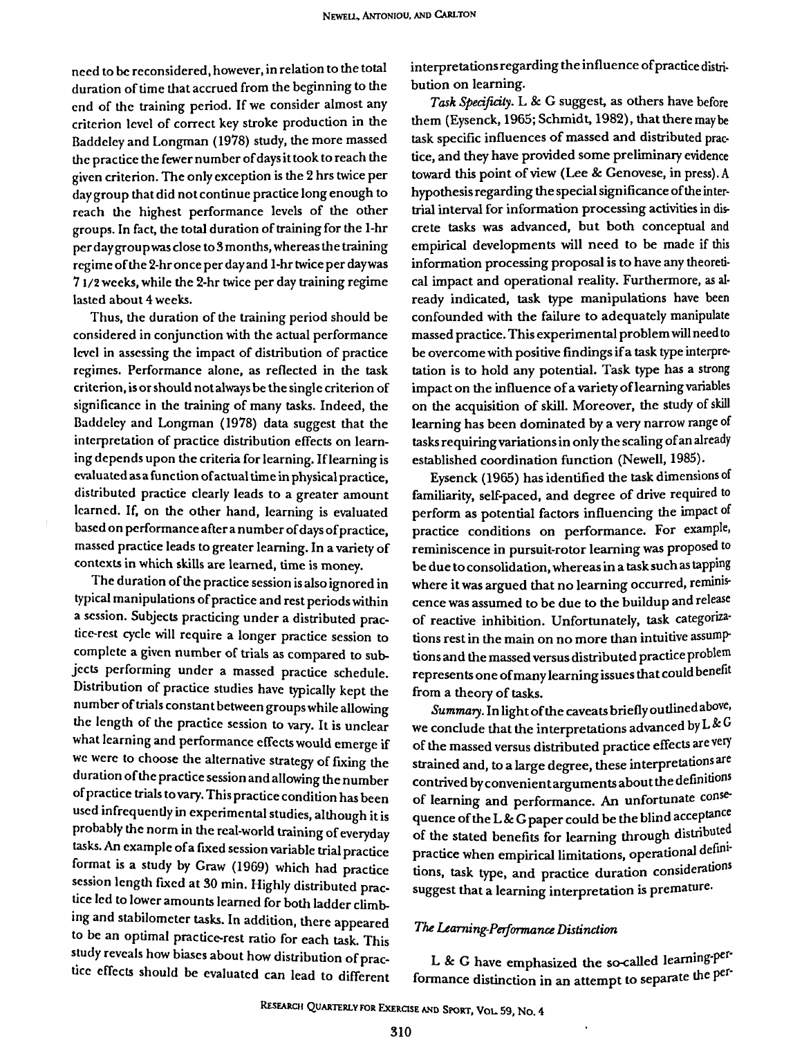need to be reconsidered, however, in relation to the total duration of time that accrued from the beginning to the end of the training period. If we consider almost any criterion level of correct key stroke production in the Baddeley and Longman (1978) study, the more massed the practice the fewer number of days it took to reach the given criterion. The only exception is the 2 hrs twice per day group that did not continue practice long enough to reach the highest performance levels of the other groups. In fact, the total duration of training for the 1-hr per day group was close to 3 months, whereas the training regime of the 2-hr once per day and 1-hr twice per day was 7 1/2 weeks, while the 2-hr twice per day training regime lasted about 4 weeks.

Thus, the duration of the training period should be considered in conjunction with the actual performance level in assessing the impact of distribution of practice regimes. Performance alone, as reflected in the task criterion, is or should not always be the single criterion of significance in the training of many tasks. Indeed, the Baddeley and Longman (1978) data suggest that the interpretation of practice distribution effects on learning depends upon the criteria for learning. If learning is evaluated as a function of actual time in physical practice, distributed practice clearly leads to a greater amount learned. If, on the other hand, learning is evaluated based on performance after a number of days of practice, massed practice leads to greater learning. In a variety of contexts in which skills are learned, time is money.

The duration of the practice session is also ignored in typical manipulations of practice and rest periods within a session. Subjects practicing under a distributed practice-rest cycle will require a longer practice session to complete a given number of trials as compared to subjects performing under a massed practice schedule. Distribution of practice studies have typically kept the number of trials constant between groups while allowing the length of the practice session to vary. It is unclear what learning and performance effects would emerge if we were to choose the alternative strategy of fixing the duration of the practice session and allowing the number of practice trials to vary. This practice condition has been used infrequently in experimental studies, although it is probably the norm in the real-world training of everyday tasks. An example of a fixed session variable trial practice format is a study by Graw (1969) which had practice session length fixed at 30 min. Highly distributed practice led to lower amounts learned for both ladder climbing and stabilometer tasks. In addition, there appeared to be an optimal practice-rest ratio for each task. This study reveals how biases about how distribution of practice effects should be evaluated can lead to different interpretations regarding the influence of practice distribution on learning.

*Task Specificity.* L & G suggest, as others have before them (Eysenck, 1965; Schmidt, 1982), that there may be task specific influences of massed and distributed practice, and they have provided some preliminary evidence toward this point of view (Lee & Genovese, in press). A hypothesis regarding the special significance of the intertrial interval for information processing activities in discrete tasks was advanced, but both conceptual and empirical developments will need to be made if this information processing proposal is to have any theoretical impact and operational reality. Furthermore, as already indicated, task type manipulations have been confounded with the failure to adequately manipulate massed practice. This experimental problem will need to be overcome with positive findings if a task type interpretation is to hold any potential. Task type has a strong impact on the influence of a variety of learning variables on the acquisition of skill. Moreover, the study of skill learning has been dominated by a very narrow range of tasks requiring variations in only the scaling of an already established coordination function (Newell, 1985).

Eysenck (1965) has identified the task dimensions of familiarity, self-paced, and degree of drive required to perform as potential factors influencing the impact of practice conditions on performance. For example, reminiscence in pursuit-rotor learning was proposed to be due to consolidation, whereas in a task such as tapping where it was argued that no learning occurred, reminiscence was assumed to be due to the buildup and release of reactive inhibition. Unfortunately, task categorizations rest in the main on no more than intuitive assumptions and the massed versus distributed practice problem represents one of many learning issues that could benefit from a theory of tasks.

*Summary.* In light of the caveats briefly outlined above, we conclude that the interpretations advanced by L & G of the massed versus distributed practice effects are very strained and, to a large degree, these interpretations are contrived by convenient arguments about the definitions of learning and performance. An unfortunate consequence of the L & G paper could be the blind acceptance of the stated benefits for learning through distributed practice when empirical limitations, operational definitions, task type, and practice duration considerations suggest that a learning interpretation is premature.

### *The Learning-Performance Distinction*

L & G have emphasized the so-called learning-performance distinction in an attempt to separate the per-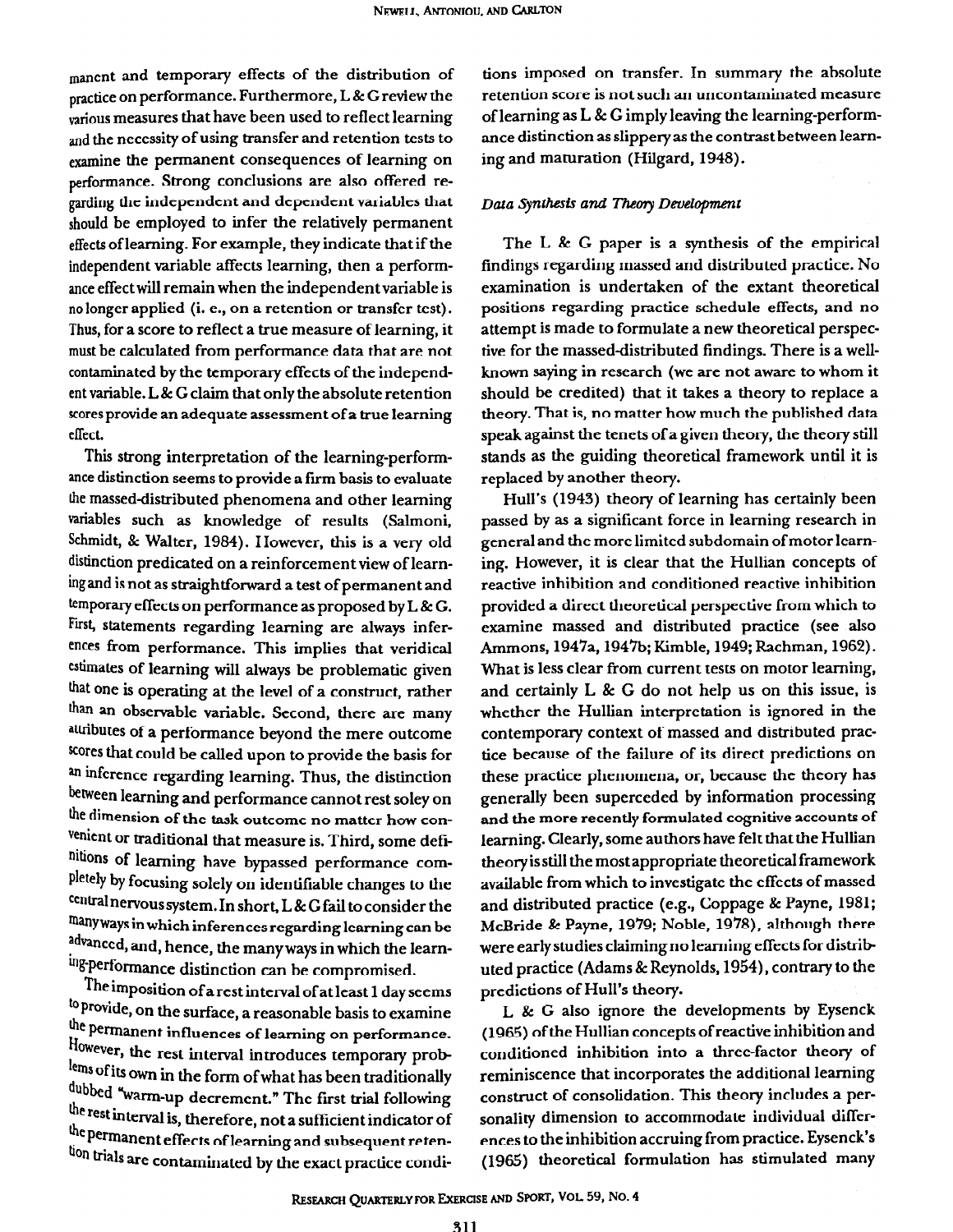manent and temporary effects of the distribution of practice on performance. Furthermore, L & G review the various measures that have been used to reflect learning and the necessity of using transfer and retention tests to examine the permanent consequences of learning on performance. Strong conclusions are also offered regarding the independent and dependent variables that should be employed to infer the relatively permanent effects of learning. For example, they indicate that if the independent variable affects learning, then a performance effect will remain when the independent variable is no longer applied (i. e., on a retention or transfer test). Thus, for a score to reflect a true measure of learning, it must be calculated from performance data that are not contaminated by the temporary effects of the independent variable. L & G claim that only the absolute retention scores provide an adequate assessment of a true learning effect.

This strong interpretation of the learning-performance distinction seems to provide a firm basis to evaluate the massed-distributed phenomena and other learning variables such as knowledge of results (Salmoni, Schmidt, & Walter, 1984). However, this is a very old distinction predicated on a reinforcement view of learning and is not as straightforward a test of permanent and temporary effects on performance as proposed by L & G. First, statements regarding learning are always inferences from performance. This implies that veridical estimates of learning will always be problematic given that one is operating at the level of a construct, rather than an observable variable. Second, there are many attributes of a performance beyond the mere outcome scores that could be called upon to provide the basis for an inference regarding learning. Thus, the distinction between learning and performance cannot rest soley on the dimension of the task outcome no matter how convenient or traditional that measure is. Third, some definitions of learning have bypassed performance completely by focusing solely on identifiable changes to the central nervous system. In short, L & G fail to consider the many ways in which inferences regarding learning can be advanced, and, hence, the many ways in which the learning-performance distinction can be compromised.

The imposition of a rest interval of at least 1 day seems to provide, on the surface, a reasonable basis to examine the permanent influences of learning on performance. However, the rest interval introduces temporary problems of its own in the form of what has been traditionally dubbed "warm-up decrement." The first trial following the rest interval is, therefore, not a sufficient indicator of the permanent effects of learning and subsequent retention trials are contaminated by the exact practice conditions imposed on transfer. In summary the absolute retention score is not such an uncontaminated measure of learning as L & G imply leaving the learning-performance distinction as slippery as the contrast between learning and maturation (Hilgard, 1948).

### *Data Synthesis and Theory Development*

The L & G paper is a synthesis of the empirical findings regarding massed and distributed practice. No examination is undertaken of the extant theoretical positions regarding practice schedule effects, and no attempt is made to formulate a new theoretical perspective for the massed-distributed findings. There is a well-known saying in research (we are not aware to whom it should be credited) that it takes a theory to replace a theory. That is, no matter how much the published data speak against the tenets of a given theory, the theory still stands as the guiding theoretical framework until it is replaced by another theory.

Hull's (1943) theory of learning has certainly been passed by as a significant force in learning research in general and the more limited subdomain of motor learning. However, it is clear that the Hullian concepts of reactive inhibition and conditioned reactive inhibition provided a direct theoretical perspective from which to examine massed and distributed practice (see also Ammons, 1947a, 1947b; Kimble, 1949; Rachman, 1962). What is less clear from current tests on motor learning, and certainly L & G do not help us on this issue, is whether the Hullian interpretation is ignored in the contemporary context of massed and distributed practice because of the failure of its direct predictions on these practice phenomena, or, because the theory has generally been superceded by information processing and the more recently formulated cognitive accounts of learning. Clearly, some authors have felt that the Hullian theory is still the most appropriate theoretical framework available from which to investigate the effects of massed and distributed practice (e.g., Coppage & Payne, 1981; McBride & Payne, 1979; Noble, 1978), although there were early studies claiming no learning effects for distributed practice (Adams & Reynolds, 1954), contrary to the predictions of Hull's theory.

L & G also ignore the developments by Eysenck (1965) of the Hullian concepts of reactive inhibition and conditioned inhibition into a three-factor theory of reminiscence that incorporates the additional learning construct of consolidation. This theory includes a personality dimension to accommodate individual differences to the inhibition accruing from practice. Eysenck's (1965) theoretical formulation has stimulated many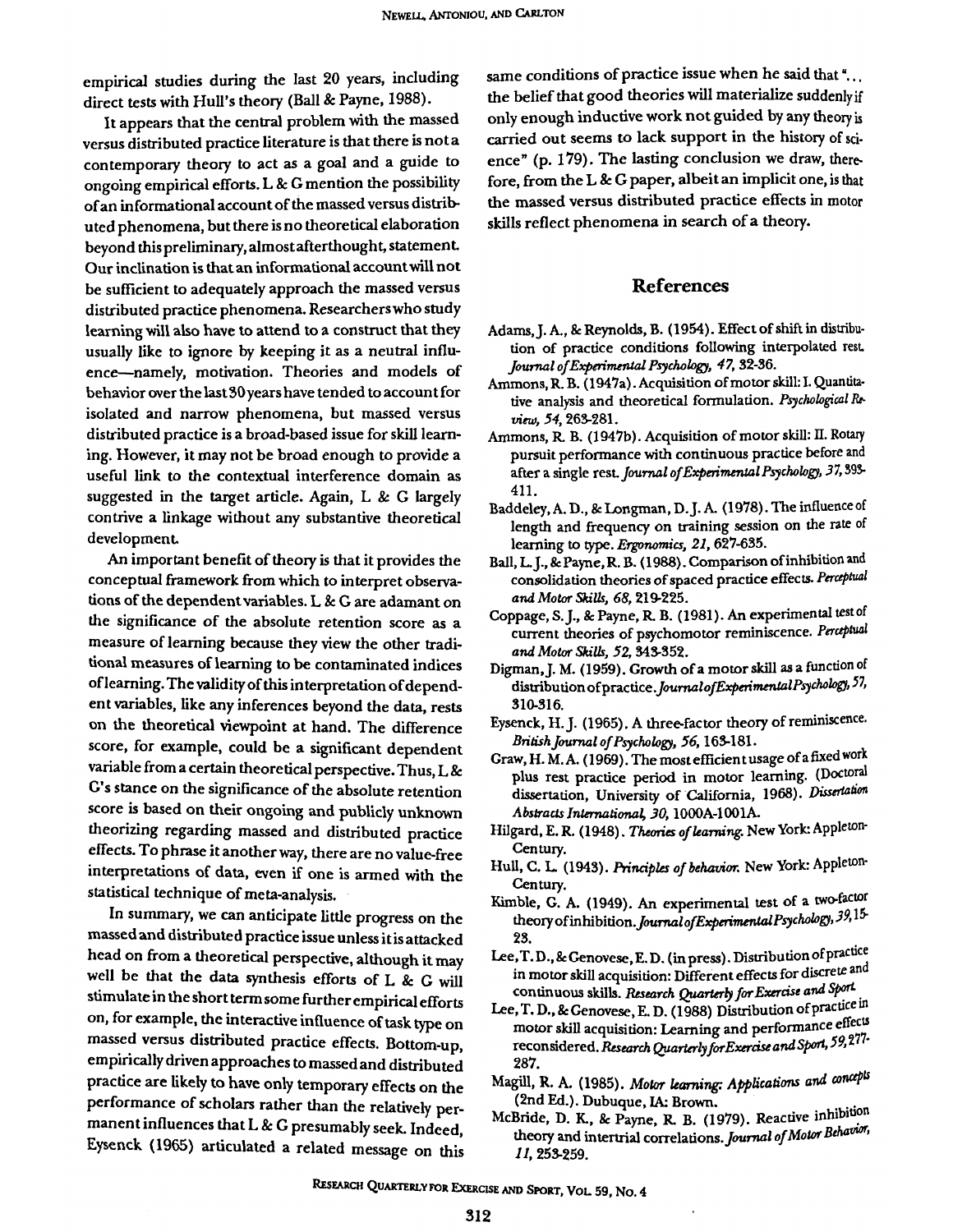empirical studies during the last 20 years, including direct tests with Hull's theory (Ball & Payne, 1988).

It appears that the central problem with the massed versus distributed practice literature is that there is not a contemporary theory to act as a goal and a guide to ongoing empirical efforts. L & G mention the possibility of an informational account of the massed versus distributed phenomena, but there is no theoretical elaboration beyond this preliminary, almost afterthought, statement. Our inclination is that an informational account will not be sufficient to adequately approach the massed versus distributed practice phenomena. Researchers who study learning will also have to attend to a construct that they usually like to ignore by keeping it as a neutral influence—namely, motivation. Theories and models of behavior over the last 30 years have tended to account for isolated and narrow phenomena, but massed versus distributed practice is a broad-based issue for skill learning. However, it may not be broad enough to provide a useful link to the contextual interference domain as suggested in the target article. Again, L & G largely contrive a linkage without any substantive theoretical development.

An important benefit of theory is that it provides the conceptual framework from which to interpret observations of the dependent variables. L & G are adamant on the significance of the absolute retention score as a measure of learning because they view the other traditional measures of learning to be contaminated indices of learning. The validity of this interpretation of dependent variables, like any inferences beyond the data, rests on the theoretical viewpoint at hand. The difference score, for example, could be a significant dependent variable from a certain theoretical perspective. Thus, L & G's stance on the significance of the absolute retention score is based on their ongoing and publicly unknown theorizing regarding massed and distributed practice effects. To phrase it another way, there are no value-free interpretations of data, even if one is armed with the statistical technique of meta-analysis.

In summary, we can anticipate little progress on the massed and distributed practice issue unless it is attacked head on from a theoretical perspective, although it may well be that the data synthesis efforts of L & G will stimulate in the short term some further empirical efforts on, for example, the interactive influence of task type on massed versus distributed practice effects. Bottom-up, empirically driven approaches to massed and distributed practice are likely to have only temporary effects on the performance of scholars rather than the relatively permanent influences that L & G presumably seek. Indeed, Eysenck (1965) articulated a related message on this same conditions of practice issue when he said that "... the belief that good theories will materialize suddenly if only enough inductive work not guided by any theory is carried out seems to lack support in the history of science" (p. 179). The lasting conclusion we draw, therefore, from the L & G paper, albeit an implicit one, is that the massed versus distributed practice effects in motor skills reflect phenomena in search of a theory.

## References

Adams, J. A., & Reynolds, B. (1954). Effect of shift in distribution of practice conditions following interpolated rest. *Journal of Experimental Psychology, 47*, 32-36.

Ammons, R. B. (1947a). Acquisition of motor skill: I. Quantitative analysis and theoretical formulation. *Psychological Review, 54*, 263-281.

Ammons, R. B. (1947b). Acquisition of motor skill: II. Rotary pursuit performance with continuous practice before and after a single rest. *Journal of Experimental Psychology, 37*, 393-411.

Baddeley, A. D., & Longman, D. J. A. (1978). The influence of length and frequency on training session on the rate of learning to type. *Ergonomics, 21*, 627-635.

Ball, L. J., & Payne, R. B. (1988). Comparison of inhibition and consolidation theories of spaced practice effects. *Perceptual and Motor Skills, 68*, 219-225.

Coppage, S. J., & Payne, R. B. (1981). An experimental test of current theories of psychomotor reminiscence. *Perceptual and Motor Skills, 52*, 343-352.

Digman, J. M. (1959). Growth of a motor skill as a function of distribution of practice. *Journal of Experimental Psychology, 57*, 310-316.

Eysenck, H. J. (1965). A three-factor theory of reminiscence. *British Journal of Psychology, 56*, 163-181.

Graw, H. M. A. (1969). The most efficient usage of a fixed work plus rest practice period in motor learning. (Doctoral dissertation, University of California, 1968). *Dissertation Abstracts International, 30*, 1000A-1001A.

Hilgard, E. R. (1948). *Theories of learning*. New York: Appleton-Century.

Hull, C. L. (1943). *Principles of behavior*. New York: Appleton-Century.

Kimble, G. A. (1949). An experimental test of a two-factor theory of inhibition. *Journal of Experimental Psychology, 39*, 15-23.

Lee, T. D., & Genovese, E. D. (in press). Distribution of practice in motor skill acquisition: Different effects for discrete and continuous skills. *Research Quarterly for Exercise and Sport*.

Lee, T. D., & Genovese, E. D. (1988) Distribution of practice in motor skill acquisition: Learning and performance effects reconsidered. *Research Quarterly for Exercise and Sport, 59*, 277-287.

Magill, R. A. (1985). *Motor learning: Applications and concepts* (2nd Ed.). Dubuque, IA: Brown.

McBride, D. K., & Payne, R. B. (1979). Reactive inhibition theory and intertrial correlations. *Journal of Motor Behavior, 11*, 253-259.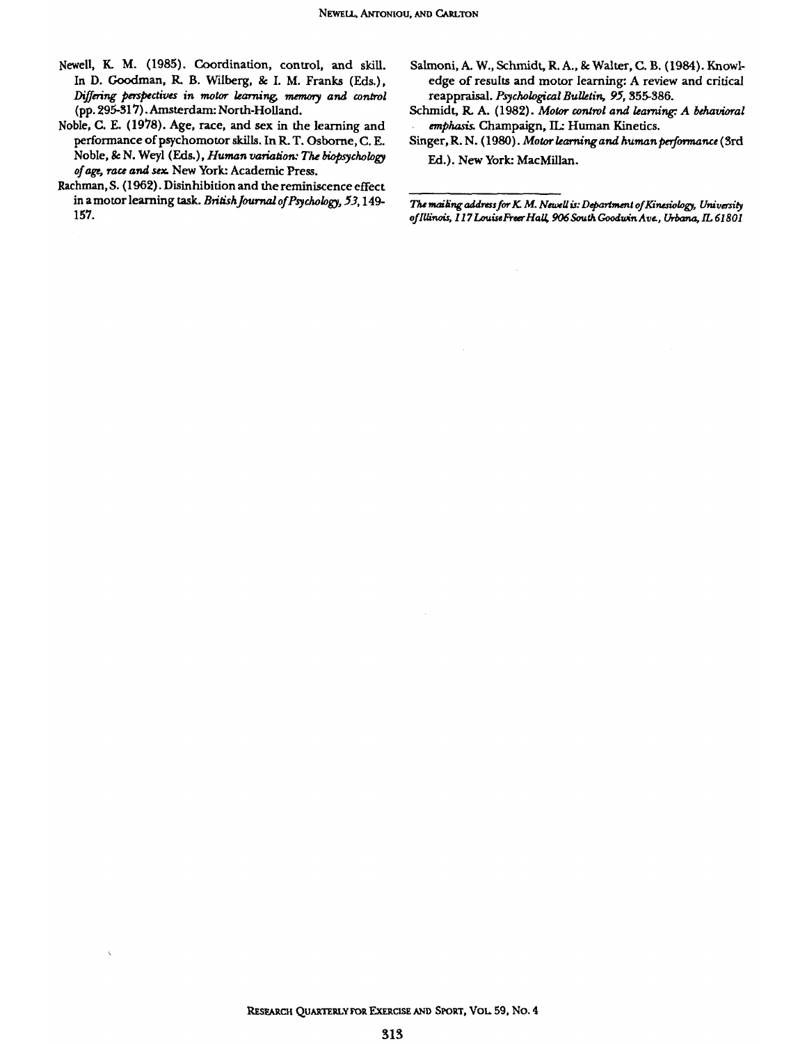Newell, K. M. (1985). Coordination, control, and skill. In D. Goodman, R. B. Wilberg, & I. M. Franks (Eds.), *Differing perspectives in motor learning, memory and control* (pp. 295-317). Amsterdam: North-Holland.

Noble, C. E. (1978). Age, race, and sex in the learning and performance of psychomotor skills. In R. T. Osborne, C. E. Noble, & N. Weyl (Eds.), *Human variation: The biopsychology of age, race and sex.* New York: Academic Press.

Rachman, S. (1962). Disinhibition and the reminiscence effect in a motor learning task. *British Journal of Psychology, 53,* 149-157.

Salmoni, A. W., Schmidt, R. A., & Walter, C. B. (1984). Knowledge of results and motor learning: A review and critical reappraisal. *Psychological Bulletin, 95,* 355-386.

Schmidt, R. A. (1982). *Motor control and learning: A behavioral emphasis.* Champaign, IL: Human Kinetics.

Singer, R. N. (1980). *Motor learning and human performance* (3rd Ed.). New York: MacMillan.

---

*The mailing address for K. M. Newell is: Department of Kinesiology, University of Illinois, 117 Louise Freer Hall, 906 South Goodwin Ave., Urbana, IL 61801*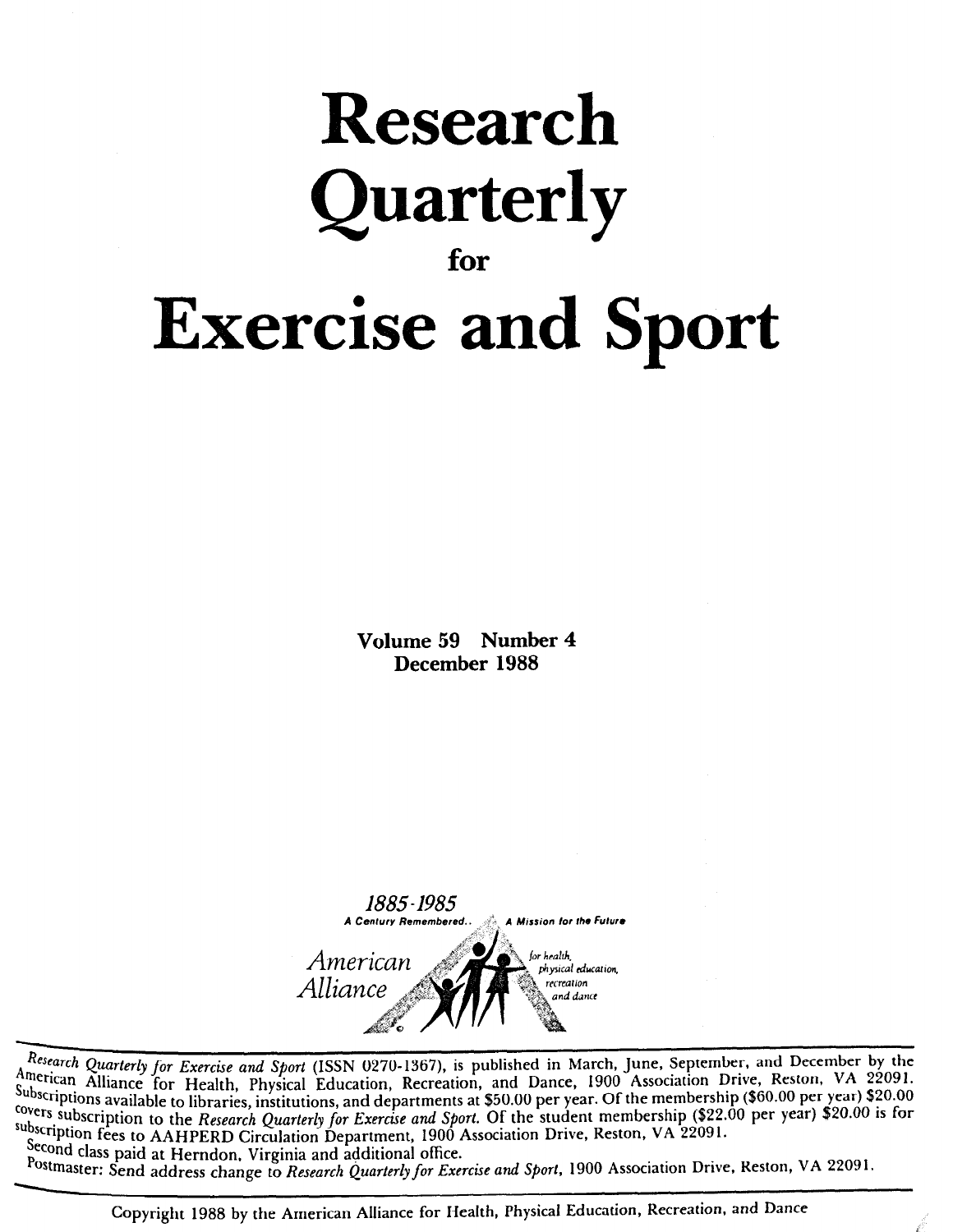# Research Quarterly for Exercise and Sport

Volume 59 Number 4
December 1988

1885-1985
A Century Remembered... A Mission for the Future

American Alliance for health, physical education, recreation and dance

*Research Quarterly for Exercise and Sport* (ISSN 0270-1367), is published in March, June, September, and December by the American Alliance for Health, Physical Education, Recreation, and Dance, 1900 Association Drive, Reston, VA 22091. Subscriptions available to libraries, institutions, and departments at $50.00 per year. Of the membership ($60.00 per year) $20.00 covers subscription to the *Research Quarterly for Exercise and Sport.* Of the student membership ($22.00 per year) $20.00 is for subscription fees to AAHPERD Circulation Department, 1900 Association Drive, Reston, VA 22091.
Second class paid at Herndon, Virginia and additional office.
Postmaster: Send address change to *Research Quarterly for Exercise and Sport*, 1900 Association Drive, Reston, VA 22091.

Copyright 1988 by the American Alliance for Health, Physical Education, Recreation, and Dance